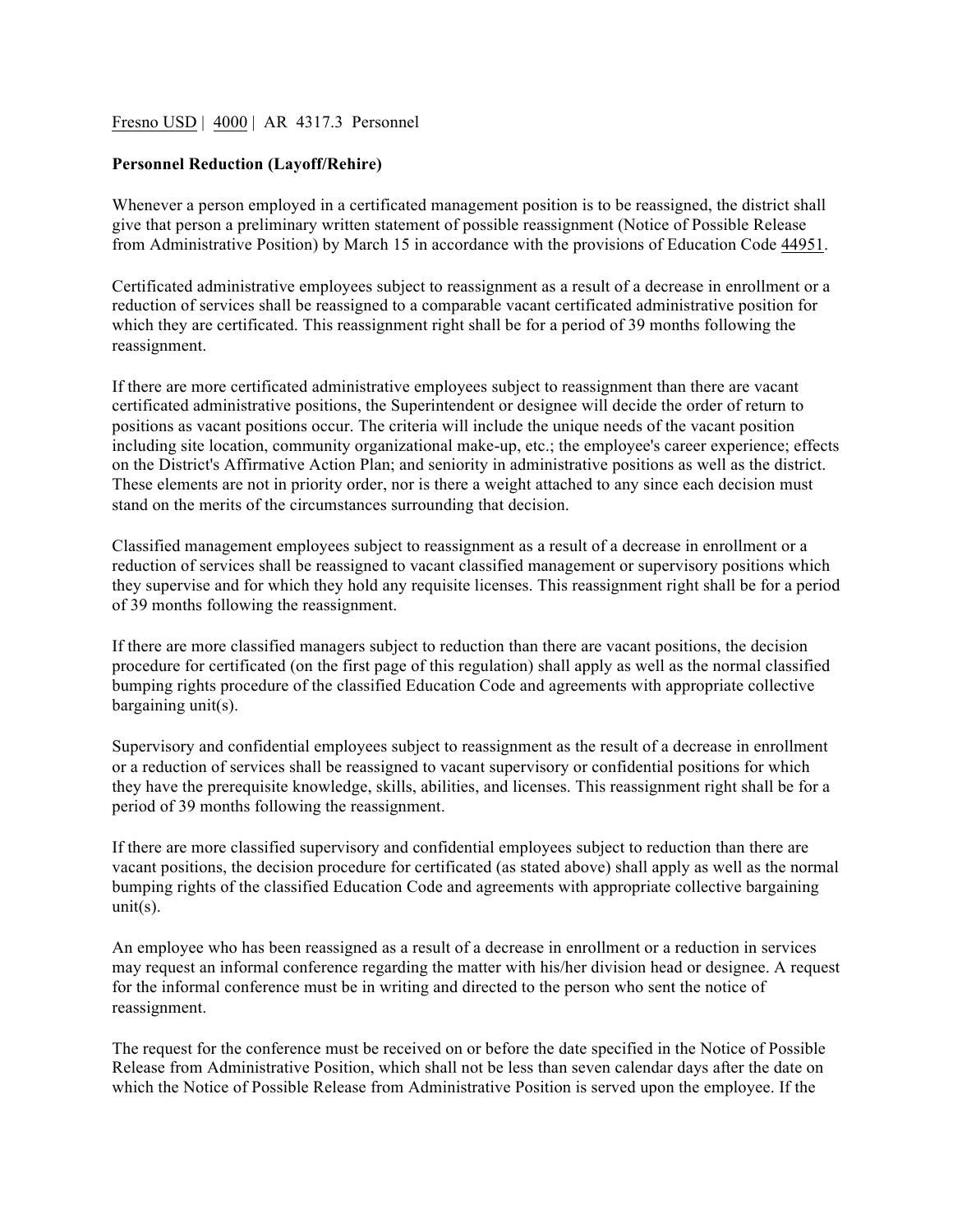Fresno USD | 4000 | AR 4317.3 Personnel

**Personnel Reduction (Layoff/Rehire)**

Whenever a person employed in a certificated management position is to be reassigned, the district shall give that person a preliminary written statement of possible reassignment (Notice of Possible Release from Administrative Position) by March 15 in accordance with the provisions of Education Code 44951.

Certificated administrative employees subject to reassignment as a result of a decrease in enrollment or a reduction of services shall be reassigned to a comparable vacant certificated administrative position for which they are certificated. This reassignment right shall be for a period of 39 months following the reassignment.

If there are more certificated administrative employees subject to reassignment than there are vacant certificated administrative positions, the Superintendent or designee will decide the order of return to positions as vacant positions occur. The criteria will include the unique needs of the vacant position including site location, community organizational make-up, etc.; the employee's career experience; effects on the District's Affirmative Action Plan; and seniority in administrative positions as well as the district. These elements are not in priority order, nor is there a weight attached to any since each decision must stand on the merits of the circumstances surrounding that decision.

Classified management employees subject to reassignment as a result of a decrease in enrollment or a reduction of services shall be reassigned to vacant classified management or supervisory positions which they supervise and for which they hold any requisite licenses. This reassignment right shall be for a period of 39 months following the reassignment.

If there are more classified managers subject to reduction than there are vacant positions, the decision procedure for certificated (on the first page of this regulation) shall apply as well as the normal classified bumping rights procedure of the classified Education Code and agreements with appropriate collective bargaining unit(s).

Supervisory and confidential employees subject to reassignment as the result of a decrease in enrollment or a reduction of services shall be reassigned to vacant supervisory or confidential positions for which they have the prerequisite knowledge, skills, abilities, and licenses. This reassignment right shall be for a period of 39 months following the reassignment.

If there are more classified supervisory and confidential employees subject to reduction than there are vacant positions, the decision procedure for certificated (as stated above) shall apply as well as the normal bumping rights of the classified Education Code and agreements with appropriate collective bargaining unit(s).

An employee who has been reassigned as a result of a decrease in enrollment or a reduction in services may request an informal conference regarding the matter with his/her division head or designee. A request for the informal conference must be in writing and directed to the person who sent the notice of reassignment.

The request for the conference must be received on or before the date specified in the Notice of Possible Release from Administrative Position, which shall not be less than seven calendar days after the date on which the Notice of Possible Release from Administrative Position is served upon the employee. If the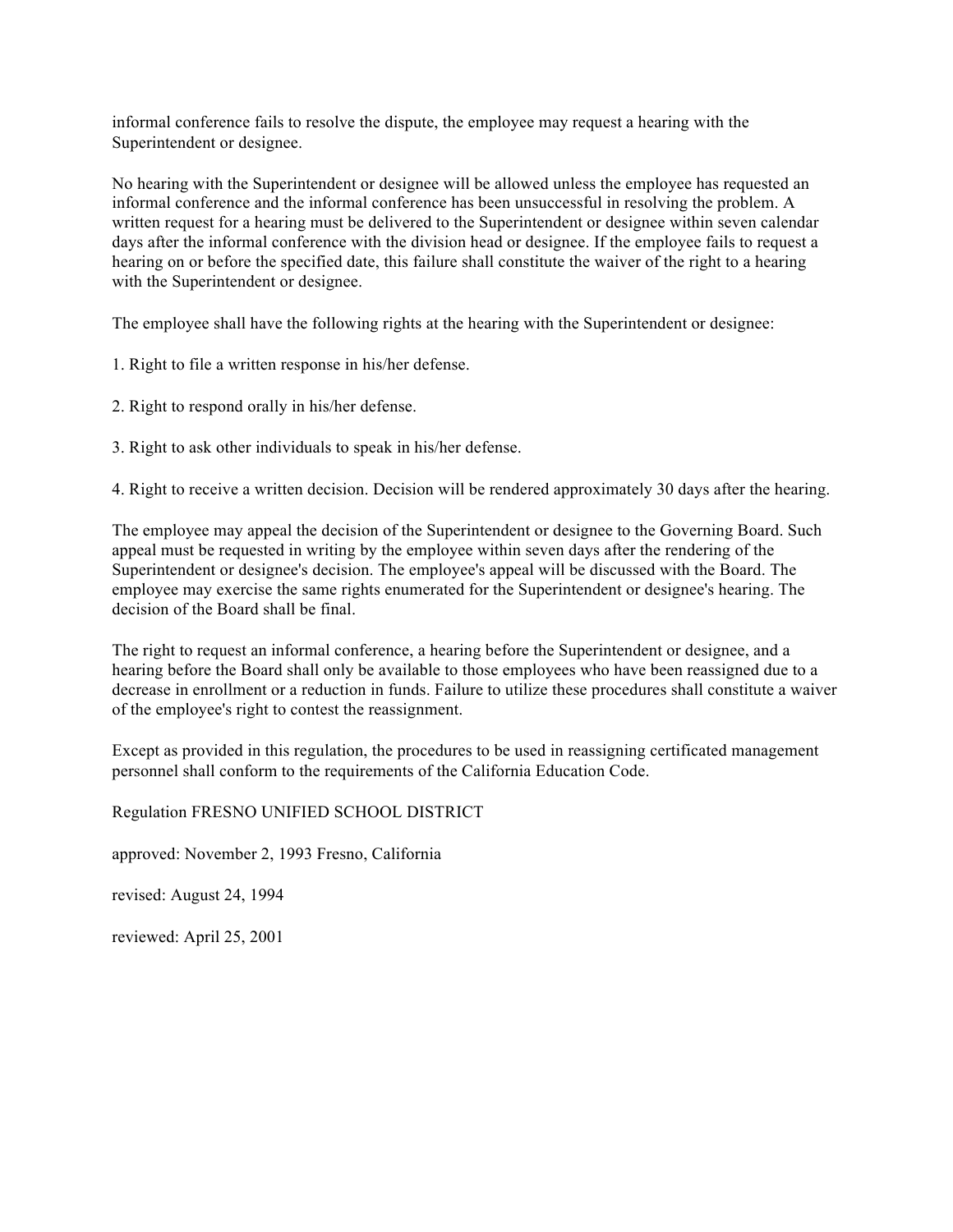informal conference fails to resolve the dispute, the employee may request a hearing with the Superintendent or designee.

No hearing with the Superintendent or designee will be allowed unless the employee has requested an informal conference and the informal conference has been unsuccessful in resolving the problem. A written request for a hearing must be delivered to the Superintendent or designee within seven calendar days after the informal conference with the division head or designee. If the employee fails to request a hearing on or before the specified date, this failure shall constitute the waiver of the right to a hearing with the Superintendent or designee.

The employee shall have the following rights at the hearing with the Superintendent or designee:

1. Right to file a written response in his/her defense.

2. Right to respond orally in his/her defense.

3. Right to ask other individuals to speak in his/her defense.

4. Right to receive a written decision. Decision will be rendered approximately 30 days after the hearing.

The employee may appeal the decision of the Superintendent or designee to the Governing Board. Such appeal must be requested in writing by the employee within seven days after the rendering of the Superintendent or designee's decision. The employee's appeal will be discussed with the Board. The employee may exercise the same rights enumerated for the Superintendent or designee's hearing. The decision of the Board shall be final.

The right to request an informal conference, a hearing before the Superintendent or designee, and a hearing before the Board shall only be available to those employees who have been reassigned due to a decrease in enrollment or a reduction in funds. Failure to utilize these procedures shall constitute a waiver of the employee's right to contest the reassignment.

Except as provided in this regulation, the procedures to be used in reassigning certificated management personnel shall conform to the requirements of the California Education Code.

Regulation FRESNO UNIFIED SCHOOL DISTRICT

approved: November 2, 1993 Fresno, California

revised: August 24, 1994

reviewed: April 25, 2001